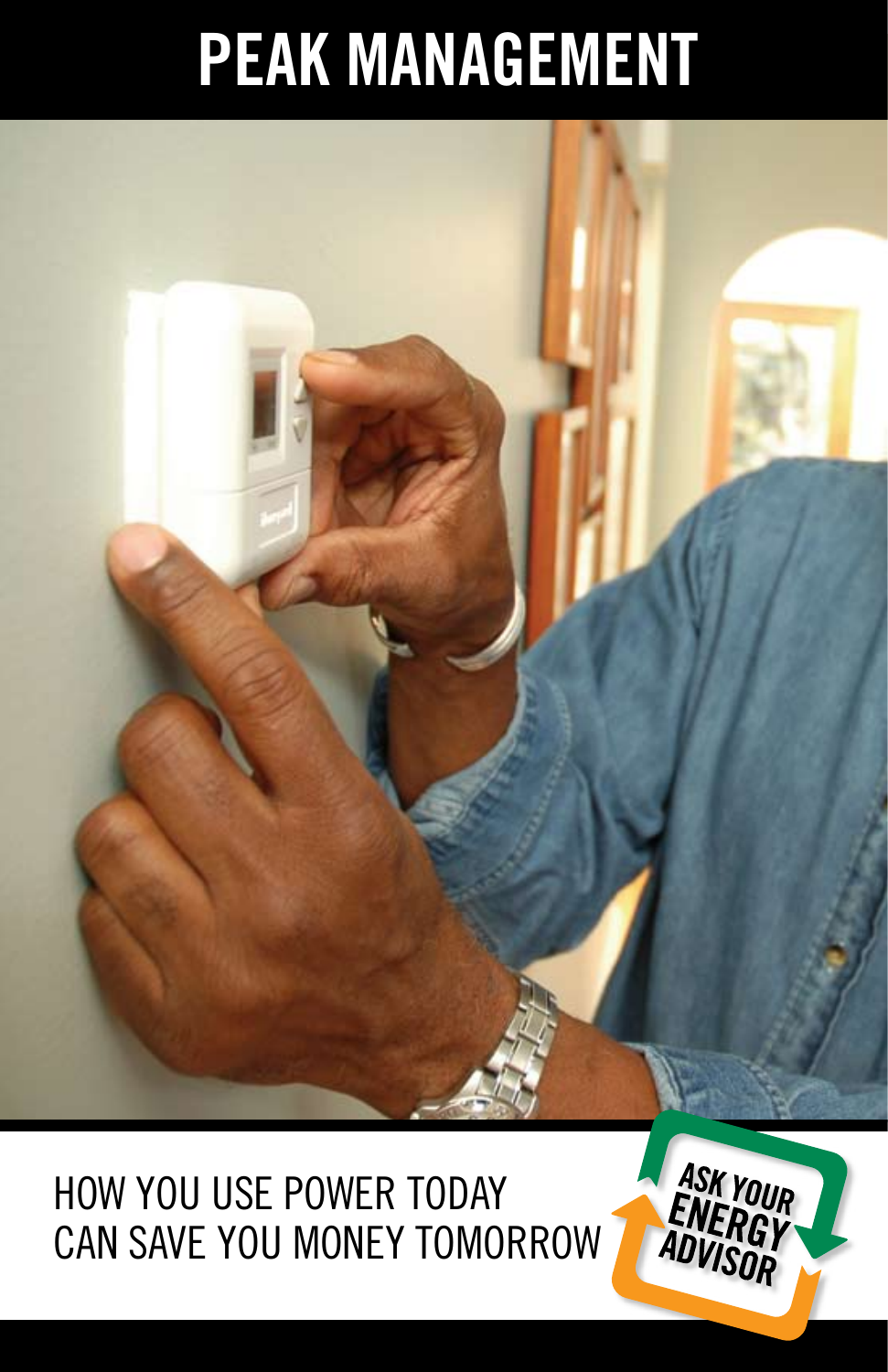# PEAK MANAGEMENT

HOW YOU USE POWER TODAY
CAN SAVE YOU MONEY TOMORROW

ASK YOUR ENERGY ADVISOR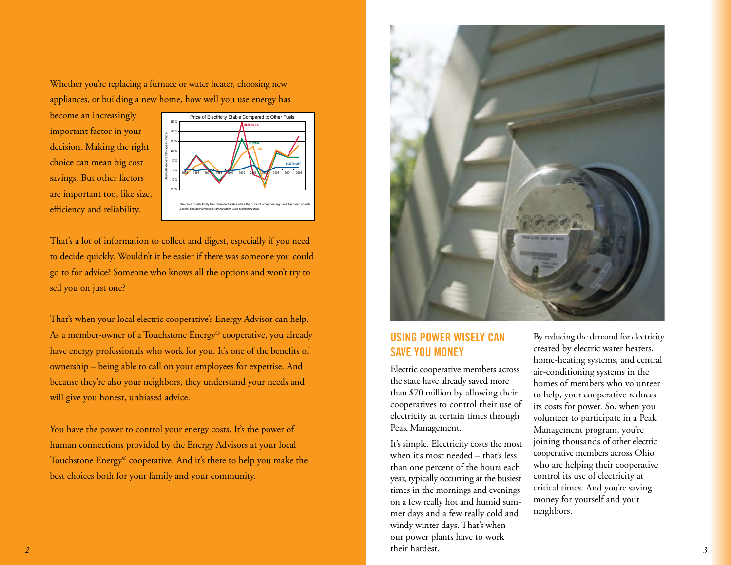Whether you're replacing a furnace or water heater, choosing new appliances, or building a new home, how well you use energy has become an increasingly important factor in your decision. Making the right choice can mean big cost savings. But other factors are important too, like size, efficiency and reliability.

Price of Electricity Stable Compared to Other Fuels

50%
40%
30%
20%
10%
0%
10%
20%

Annual Percent Change in Price

1995 1996 1997 1998 1999 2000 2001 2002 2003 2004 2005

HEATING OIL
PROPANE
GAS
ELECTRICITY

The price of electricity has remained stable while the price of other heating fuels has been volatile.
*Source: Energy Information Administration 2005 preliminary data*

That's a lot of information to collect and digest, especially if you need to decide quickly. Wouldn't it be easier if there was someone you could go to for advice? Someone who knows all the options and won't try to sell you on just one?

That's when your local electric cooperative's Energy Advisor can help. As a member-owner of a Touchstone Energy® cooperative, you already have energy professionals who work for you. It's one of the benefits of ownership – being able to call on your employees for expertise. And because they're also your neighbors, they understand your needs and will give you honest, unbiased advice.

You have the power to control your energy costs. It's the power of human connections provided by the Energy Advisors at your local Touchstone Energy® cooperative. And it's there to help you make the best choices both for your family and your community.

## USING POWER WISELY CAN SAVE YOU MONEY

Electric cooperative members across the state have already saved more than $70 million by allowing their cooperatives to control their use of electricity at certain times through Peak Management.

It's simple. Electricity costs the most when it's most needed – that's less than one percent of the hours each year, typically occurring at the busiest times in the mornings and evenings on a few really hot and humid summer days and a few really cold and windy winter days. That's when our power plants have to work their hardest.

By reducing the demand for electricity created by electric water heaters, home-heating systems, and central air-conditioning systems in the homes of members who volunteer to help, your cooperative reduces its costs for power. So, when you volunteer to participate in a Peak Management program, you're joining thousands of other electric cooperative members across Ohio who are helping their cooperative control its use of electricity at critical times. And you're saving money for yourself and your neighbors.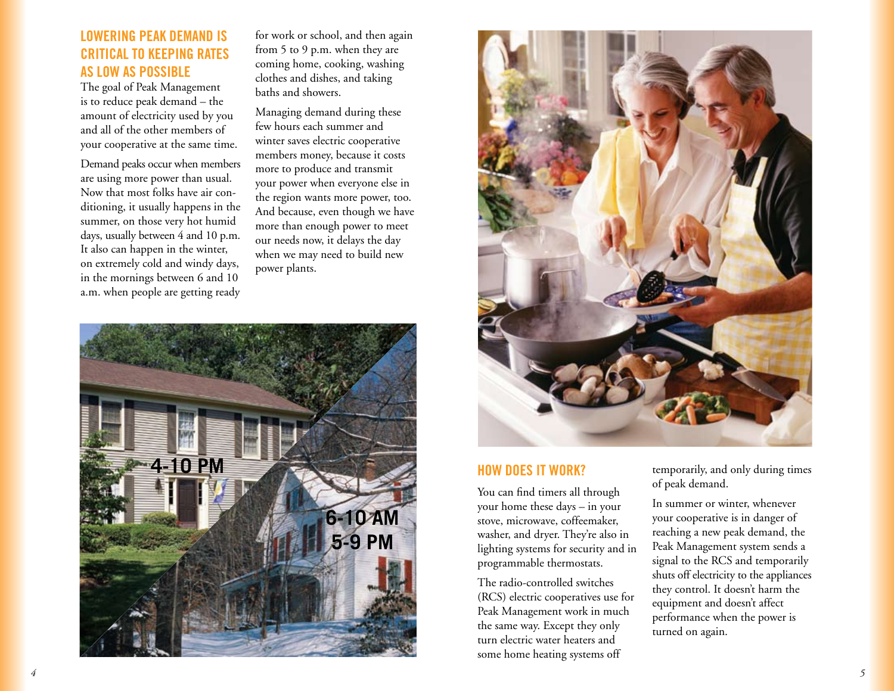## LOWERING PEAK DEMAND IS CRITICAL TO KEEPING RATES AS LOW AS POSSIBLE

The goal of Peak Management is to reduce peak demand – the amount of electricity used by you and all of the other members of your cooperative at the same time.

Demand peaks occur when members are using more power than usual. Now that most folks have air conditioning, it usually happens in the summer, on those very hot humid days, usually between 4 and 10 p.m. It also can happen in the winter, on extremely cold and windy days, in the mornings between 6 and 10 a.m. when people are getting ready for work or school, and then again from 5 to 9 p.m. when they are coming home, cooking, washing clothes and dishes, and taking baths and showers.

Managing demand during these few hours each summer and winter saves electric cooperative members money, because it costs more to produce and transmit your power when everyone else in the region wants more power, too. And because, even though we have more than enough power to meet our needs now, it delays the day when we may need to build new power plants.

4-10 PM

6-10 AM
5-9 PM

## HOW DOES IT WORK?

You can find timers all through your home these days – in your stove, microwave, coffeemaker, washer, and dryer. They're also in lighting systems for security and in programmable thermostats.

The radio-controlled switches (RCS) electric cooperatives use for Peak Management work in much the same way. Except they only turn electric water heaters and some home heating systems off temporarily, and only during times of peak demand.

In summer or winter, whenever your cooperative is in danger of reaching a new peak demand, the Peak Management system sends a signal to the RCS and temporarily shuts off electricity to the appliances they control. It doesn't harm the equipment and doesn't affect performance when the power is turned on again.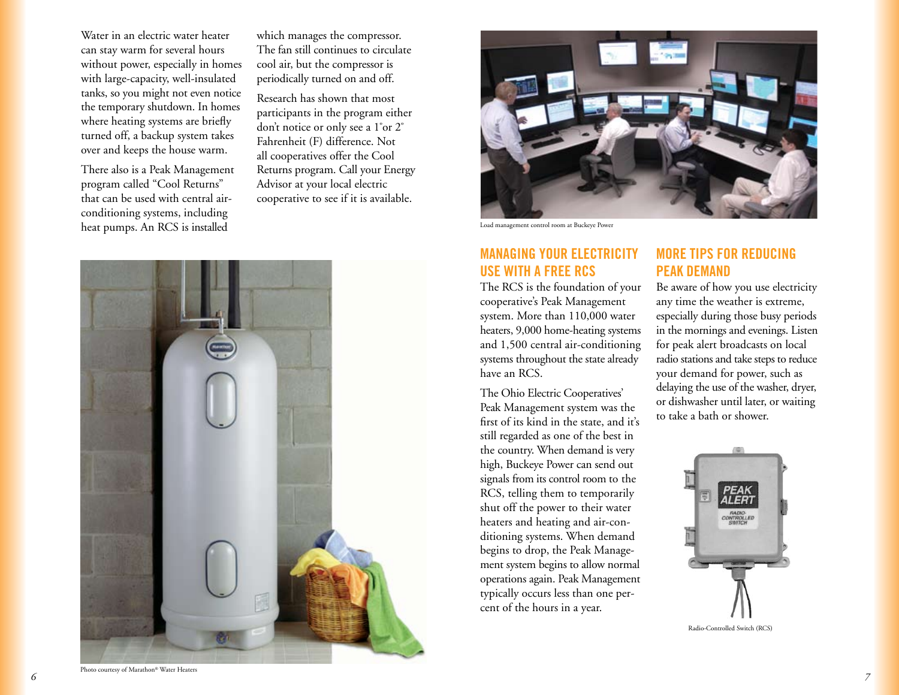Water in an electric water heater can stay warm for several hours without power, especially in homes with large-capacity, well-insulated tanks, so you might not even notice the temporary shutdown. In homes where heating systems are briefly turned off, a backup system takes over and keeps the house warm.

There also is a Peak Management program called "Cool Returns" that can be used with central air-conditioning systems, including heat pumps. An RCS is installed which manages the compressor. The fan still continues to circulate cool air, but the compressor is periodically turned on and off.

Research has shown that most participants in the program either don't notice or only see a 1° or 2° Fahrenheit (F) difference. Not all cooperatives offer the Cool Returns program. Call your Energy Advisor at your local electric cooperative to see if it is available.

Photo courtesy of Marathon® Water Heaters

Load management control room at Buckeye Power

## MANAGING YOUR ELECTRICITY USE WITH A FREE RCS

The RCS is the foundation of your cooperative's Peak Management system. More than 110,000 water heaters, 9,000 home-heating systems and 1,500 central air-conditioning systems throughout the state already have an RCS.

The Ohio Electric Cooperatives' Peak Management system was the first of its kind in the state, and it's still regarded as one of the best in the country. When demand is very high, Buckeye Power can send out signals from its control room to the RCS, telling them to temporarily shut off the power to their water heaters and heating and air-conditioning systems. When demand begins to drop, the Peak Management system begins to allow normal operations again. Peak Management typically occurs less than one percent of the hours in a year.

## MORE TIPS FOR REDUCING PEAK DEMAND

Be aware of how you use electricity any time the weather is extreme, especially during those busy periods in the mornings and evenings. Listen for peak alert broadcasts on local radio stations and take steps to reduce your demand for power, such as delaying the use of the washer, dryer, or dishwasher until later, or waiting to take a bath or shower.

Radio-Controlled Switch (RCS)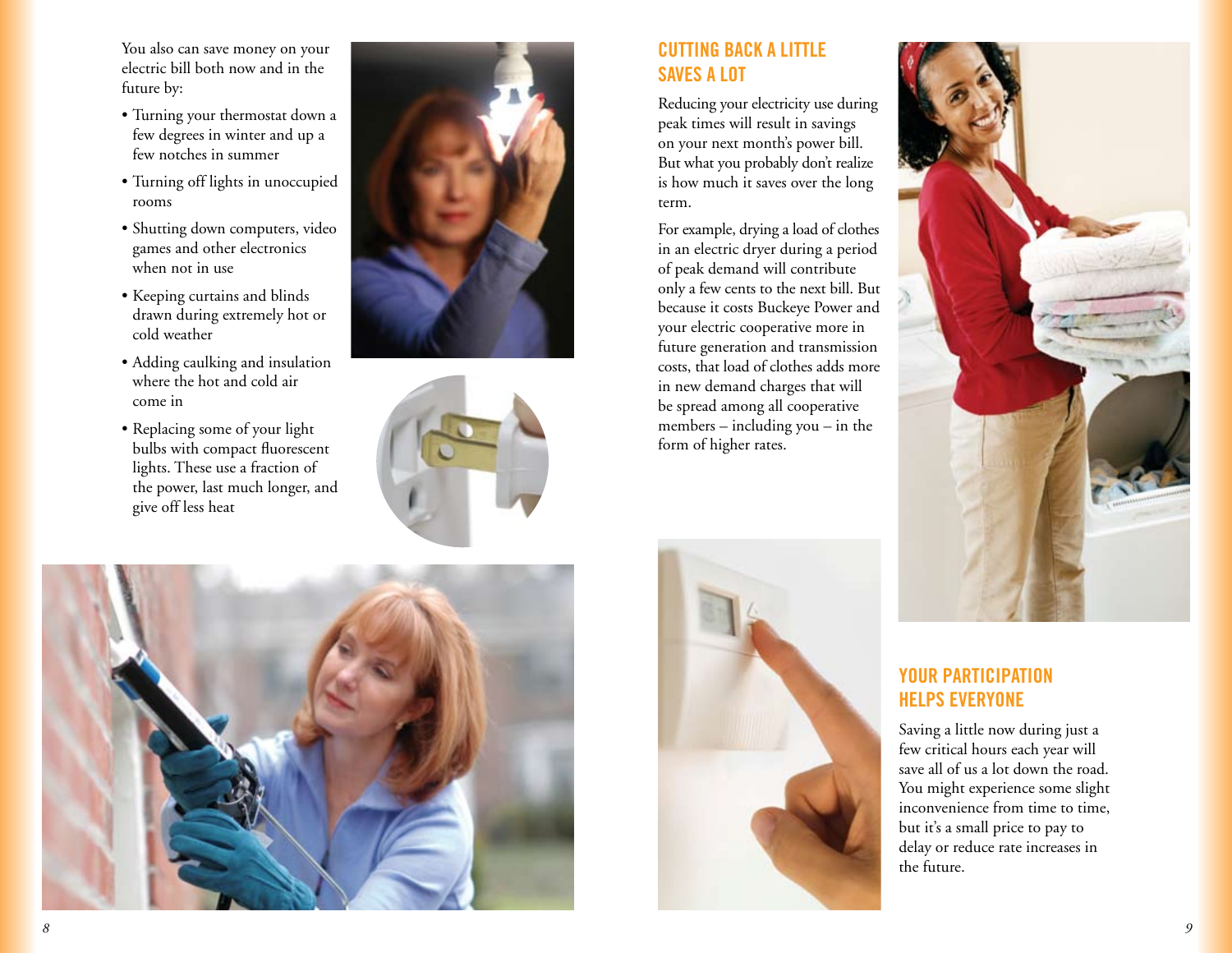You also can save money on your electric bill both now and in the future by:

- Turning your thermostat down a few degrees in winter and up a few notches in summer
- Turning off lights in unoccupied rooms
- Shutting down computers, video games and other electronics when not in use
- Keeping curtains and blinds drawn during extremely hot or cold weather
- Adding caulking and insulation where the hot and cold air come in
- Replacing some of your light bulbs with compact fluorescent lights. These use a fraction of the power, last much longer, and give off less heat

## CUTTING BACK A LITTLE SAVES A LOT

Reducing your electricity use during peak times will result in savings on your next month's power bill. But what you probably don't realize is how much it saves over the long term.

For example, drying a load of clothes in an electric dryer during a period of peak demand will contribute only a few cents to the next bill. But because it costs Buckeye Power and your electric cooperative more in future generation and transmission costs, that load of clothes adds more in new demand charges that will be spread among all cooperative members – including you – in the form of higher rates.

## YOUR PARTICIPATION HELPS EVERYONE

Saving a little now during just a few critical hours each year will save all of us a lot down the road. You might experience some slight inconvenience from time to time, but it's a small price to pay to delay or reduce rate increases in the future.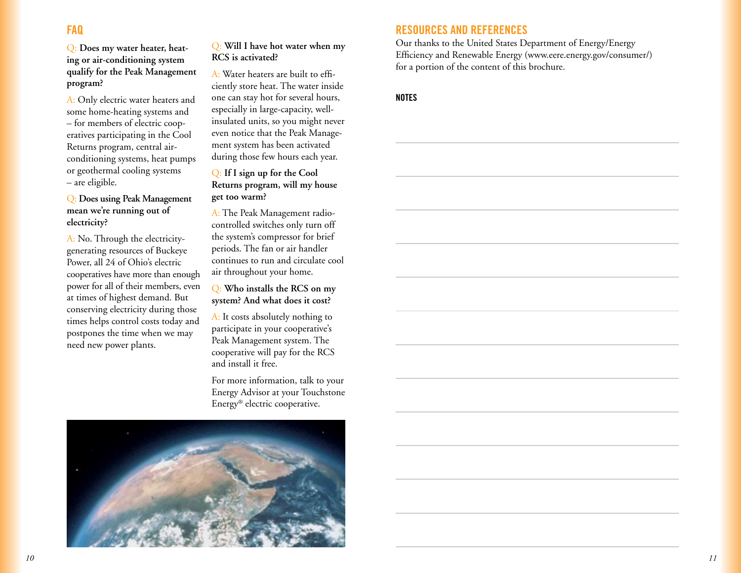## FAQ

Q: **Does my water heater, heating or air-conditioning system qualify for the Peak Management program?**

A: Only electric water heaters and some home-heating systems and – for members of electric cooperatives participating in the Cool Returns program, central air-conditioning systems, heat pumps or geothermal cooling systems – are eligible.

Q: **Does using Peak Management mean we're running out of electricity?**

A: No. Through the electricity-generating resources of Buckeye Power, all 24 of Ohio's electric cooperatives have more than enough power for all of their members, even at times of highest demand. But conserving electricity during those times helps control costs today and postpones the time when we may need new power plants.

Q: **Will I have hot water when my RCS is activated?**

A: Water heaters are built to efficiently store heat. The water inside one can stay hot for several hours, especially in large-capacity, well-insulated units, so you might never even notice that the Peak Management system has been activated during those few hours each year.

Q: **If I sign up for the Cool Returns program, will my house get too warm?**

A: The Peak Management radio-controlled switches only turn off the system's compressor for brief periods. The fan or air handler continues to run and circulate cool air throughout your home.

Q: **Who installs the RCS on my system? And what does it cost?**

A: It costs absolutely nothing to participate in your cooperative's Peak Management system. The cooperative will pay for the RCS and install it free.

For more information, talk to your Energy Advisor at your Touchstone Energy® electric cooperative.

## RESOURCES AND REFERENCES

Our thanks to the United States Department of Energy/Energy Efficiency and Renewable Energy (www.eere.energy.gov/consumer/) for a portion of the content of this brochure.

### NOTES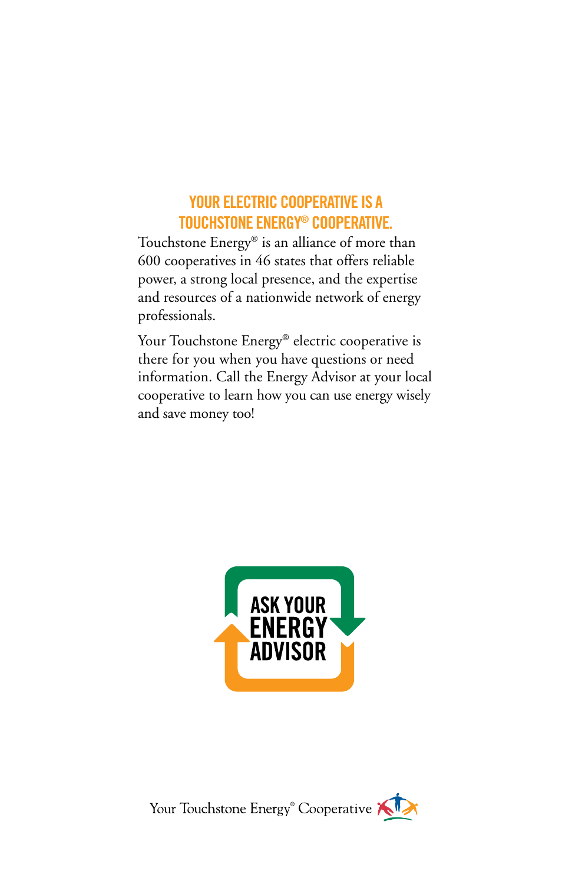## YOUR ELECTRIC COOPERATIVE IS A TOUCHSTONE ENERGY® COOPERATIVE.

Touchstone Energy® is an alliance of more than 600 cooperatives in 46 states that offers reliable power, a strong local presence, and the expertise and resources of a nationwide network of energy professionals.

Your Touchstone Energy® electric cooperative is there for you when you have questions or need information. Call the Energy Advisor at your local cooperative to learn how you can use energy wisely and save money too!

ASK YOUR ENERGY ADVISOR

Your Touchstone Energy® Cooperative